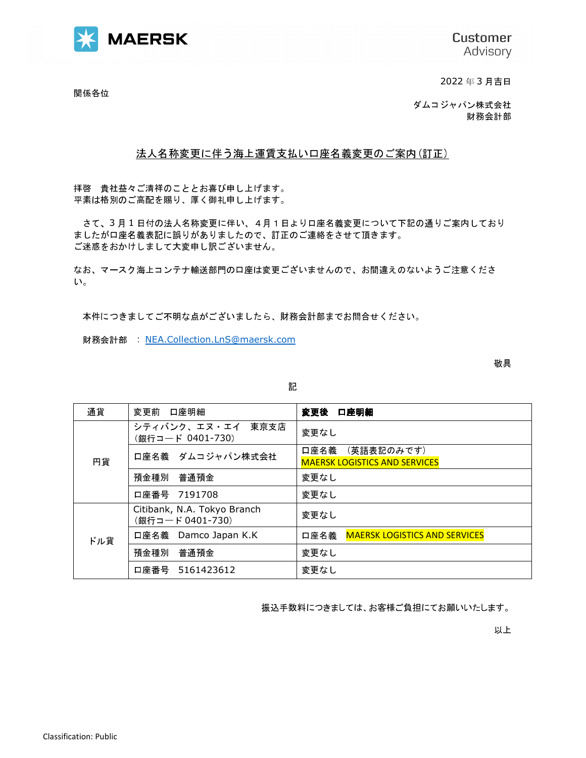MAERSK

Customer Advisory

2022 年 3 月吉日

関係各位

ダムコジャパン株式会社
財務会計部

## 法人名称変更に伴う海上運賃支払い口座名義変更のご案内（訂正）

拝啓　貴社益々ご清祥のこととお喜び申し上げます。
平素は格別のご高配を賜り、厚く御礼申し上げます。

さて、3 月 1 日付の法人名称変更に伴い、4 月 1 日より口座名義変更について下記の通りご案内しておりましたが口座名義表記に誤りがありましたので、訂正のご連絡をさせて頂きます。
ご迷惑をおかけしまして大変申し訳ございません。

なお、マースク海上コンテナ輸送部門の口座は変更ございませんので、お間違えのないようご注意ください。

本件につきましてご不明な点がございましたら、財務会計部までお問合せください。

財務会計部　：NEA.Collection.LnS@maersk.com

敬具

記

| 通貨 | 変更前　口座明細 | **変更後　口座明細** |
|---|---|---|
| 円貨 | シティバンク、エヌ・エイ　東京支店（銀行コード 0401-730） | 変更なし |
| | 口座名義　ダムコジャパン株式会社 | 口座名義　（英語表記のみです）MAERSK LOGISTICS AND SERVICES |
| | 預金種別　普通預金 | 変更なし |
| | 口座番号　7191708 | 変更なし |
| ドル貨 | Citibank, N.A. Tokyo Branch（銀行コード 0401-730） | 変更なし |
| | 口座名義　Damco Japan K.K | 口座名義　MAERSK LOGISTICS AND SERVICES |
| | 預金種別　普通預金 | 変更なし |
| | 口座番号　5161423612 | 変更なし |

振込手数料につきましては、お客様ご負担にてお願いいたします。

以上

Classification: Public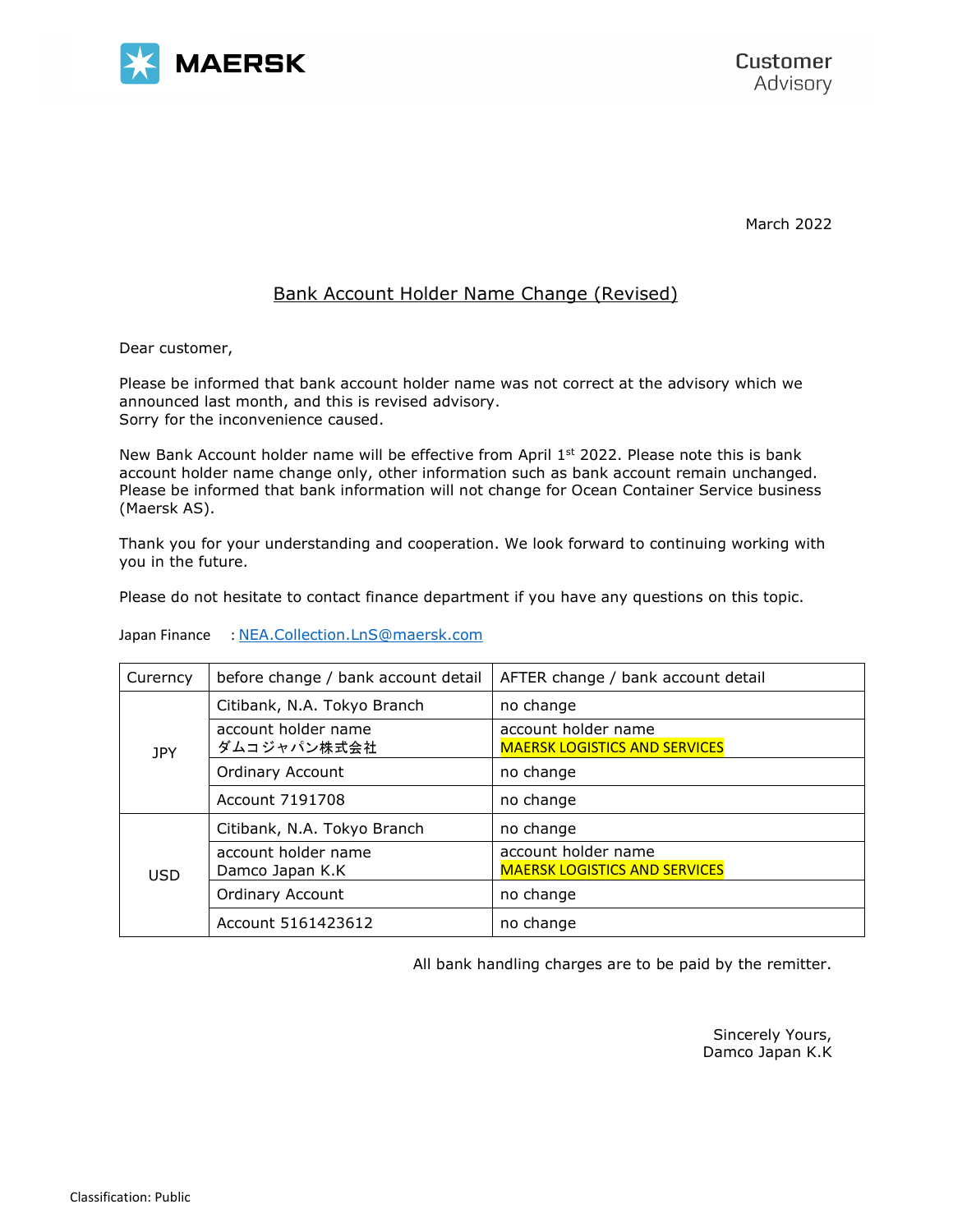MAERSK

Customer Advisory

March 2022

## Bank Account Holder Name Change (Revised)

Dear customer,

Please be informed that bank account holder name was not correct at the advisory which we announced last month, and this is revised advisory.
Sorry for the inconvenience caused.

New Bank Account holder name will be effective from April 1st 2022. Please note this is bank account holder name change only, other information such as bank account remain unchanged. Please be informed that bank information will not change for Ocean Container Service business (Maersk AS).

Thank you for your understanding and cooperation. We look forward to continuing working with you in the future.

Please do not hesitate to contact finance department if you have any questions on this topic.

Japan Finance : NEA.Collection.LnS@maersk.com

| Currency | before change / bank account detail | AFTER change / bank account detail |
|---|---|---|
| JPY | Citibank, N.A. Tokyo Branch | no change |
| | account holder name ダムコジャパン株式会社 | account holder name **MAERSK LOGISTICS AND SERVICES** |
| | Ordinary Account | no change |
| | Account 7191708 | no change |
| USD | Citibank, N.A. Tokyo Branch | no change |
| | account holder name Damco Japan K.K | account holder name **MAERSK LOGISTICS AND SERVICES** |
| | Ordinary Account | no change |
| | Account 5161423612 | no change |

All bank handling charges are to be paid by the remitter.

Sincerely Yours,
Damco Japan K.K

Classification: Public